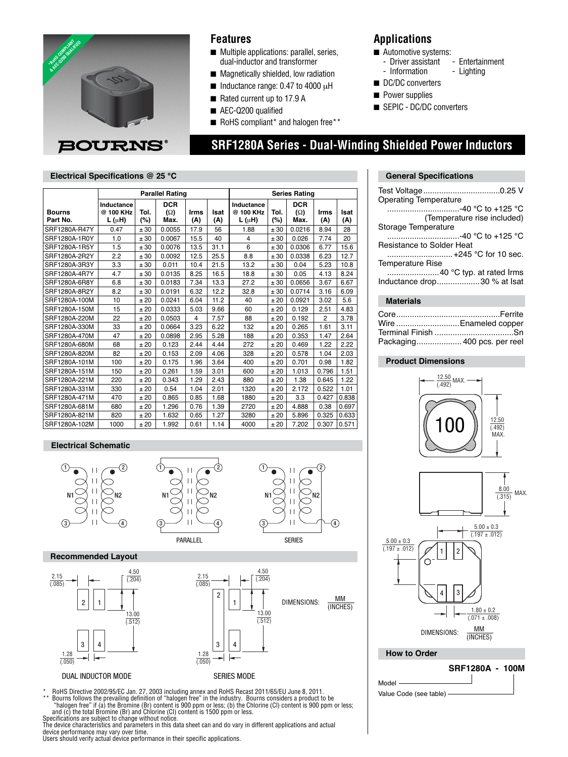# SRF1280A Series - Dual-Winding Shielded Power Inductors

## Features

- Multiple applications: parallel, series, dual-inductor and transformer
- Magnetically shielded, low radiation
- Inductance range: 0.47 to 4000 μH
- Rated current up to 17.9 A
- AEC-Q200 qualified
- RoHS compliant* and halogen free**

## Applications

- Automotive systems:
  - Driver assistant
  - Information
  - Entertainment
  - Lighting
- DC/DC converters
- Power supplies
- SEPIC - DC/DC converters

## Electrical Specifications @ 25 °C

| Bourns Part No. | Parallel Rating | | | | | Series Rating | | | | |
|---|---|---|---|---|---|---|---|---|---|---|
| | Inductance @ 100 KHz L (μH) | Tol. (%) | DCR (Ω) Max. | Irms (A) | Isat (A) | Inductance @ 100 KHz L (μH) | Tol. (%) | DCR (Ω) Max. | Irms (A) | Isat (A) |
| SRF1280A-R47Y | 0.47 | ± 30 | 0.0055 | 17.9 | 56 | 1.88 | ± 30 | 0.0216 | 8.94 | 28 |
| SRF1280A-1R0Y | 1.0 | ± 30 | 0.0067 | 15.5 | 40 | 4 | ± 30 | 0.026 | 7.74 | 20 |
| SRF1280A-1R5Y | 1.5 | ± 30 | 0.0076 | 13.5 | 31.1 | 6 | ± 30 | 0.0306 | 6.77 | 15.6 |
| SRF1280A-2R2Y | 2.2 | ± 30 | 0.0092 | 12.5 | 25.5 | 8.8 | ± 30 | 0.0338 | 6.23 | 12.7 |
| SRF1280A-3R3Y | 3.3 | ± 30 | 0.011 | 10.4 | 21.5 | 13.2 | ± 30 | 0.04 | 5.23 | 10.8 |
| SRF1280A-4R7Y | 4.7 | ± 30 | 0.0135 | 8.25 | 16.5 | 18.8 | ± 30 | 0.05 | 4.13 | 8.24 |
| SRF1280A-6R8Y | 6.8 | ± 30 | 0.0183 | 7.34 | 13.3 | 27.2 | ± 30 | 0.0656 | 3.67 | 6.67 |
| SRF1280A-8R2Y | 8.2 | ± 30 | 0.0191 | 6.32 | 12.2 | 32.8 | ± 30 | 0.0714 | 3.16 | 6.09 |
| SRF1280A-100M | 10 | ± 20 | 0.0241 | 6.04 | 11.2 | 40 | ± 20 | 0.0921 | 3.02 | 5.6 |
| SRF1280A-150M | 15 | ± 20 | 0.0333 | 5.03 | 9.66 | 60 | ± 20 | 0.129 | 2.51 | 4.83 |
| SRF1280A-220M | 22 | ± 20 | 0.0503 | 4 | 7.57 | 88 | ± 20 | 0.192 | 2 | 3.78 |
| SRF1280A-330M | 33 | ± 20 | 0.0664 | 3.23 | 6.22 | 132 | ± 20 | 0.265 | 1.61 | 3.11 |
| SRF1280A-470M | 47 | ± 20 | 0.0898 | 2.95 | 5.28 | 188 | ± 20 | 0.353 | 1.47 | 2.64 |
| SRF1280A-680M | 68 | ± 20 | 0.123 | 2.44 | 4.44 | 272 | ± 20 | 0.469 | 1.22 | 2.22 |
| SRF1280A-820M | 82 | ± 20 | 0.153 | 2.09 | 4.06 | 328 | ± 20 | 0.578 | 1.04 | 2.03 |
| SRF1280A-101M | 100 | ± 20 | 0.175 | 1.96 | 3.64 | 400 | ± 20 | 0.701 | 0.98 | 1.82 |
| SRF1280A-151M | 150 | ± 20 | 0.261 | 1.59 | 3.01 | 600 | ± 20 | 1.013 | 0.796 | 1.51 |
| SRF1280A-221M | 220 | ± 20 | 0.343 | 1.29 | 2.43 | 880 | ± 20 | 1.38 | 0.645 | 1.22 |
| SRF1280A-331M | 330 | ± 20 | 0.54 | 1.04 | 2.01 | 1320 | ± 20 | 2.172 | 0.522 | 1.01 |
| SRF1280A-471M | 470 | ± 20 | 0.865 | 0.85 | 1.68 | 1880 | ± 20 | 3.3 | 0.427 | 0.838 |
| SRF1280A-681M | 680 | ± 20 | 1.296 | 0.76 | 1.39 | 2720 | ± 20 | 4.888 | 0.38 | 0.697 |
| SRF1280A-821M | 820 | ± 20 | 1.632 | 0.65 | 1.27 | 3280 | ± 20 | 5.896 | 0.325 | 0.633 |
| SRF1280A-102M | 1000 | ± 20 | 1.992 | 0.61 | 1.14 | 4000 | ± 20 | 7.202 | 0.307 | 0.571 |

## Electrical Schematic

N1, N2 — PARALLEL — SERIES

## Recommended Layout

DUAL INDUCTOR MODE — SERIES MODE

2.15 (.085); 4.50 (.204); 13.00 (.512); 1.28 (.050)

DIMENSIONS: MM (INCHES)

## General Specifications

- Test Voltage ..................................0.25 V
- Operating Temperature ..................................-40 °C to +125 °C (Temperature rise included)
- Storage Temperature ..................................-40 °C to +125 °C
- Resistance to Solder Heat ..................................+245 °C for 10 sec.
- Temperature Rise ..................................40 °C typ. at rated Irms
- Inductance drop...................30 % at Isat

## Materials

- Core..................................Ferrite
- Wire..................................Enameled copper
- Terminal Finish ..................................Sn
- Packaging.................... 400 pcs. per reel

## Product Dimensions

12.50 (.492) MAX.; 12.50 (.492) MAX.; 8.00 (.315) MAX.; 5.00 ± 0.3 (.197 ± .012); 5.00 ± 0.3 (.197 ± .012); 1.80 ± 0.2 (.071 ± .008)

DIMENSIONS: MM (INCHES)

## How to Order

**SRF1280A - 100M**

Model

Value Code (see table)

\* RoHS Directive 2002/95/EC Jan. 27, 2003 including annex and RoHS Recast 2011/65/EU June 8, 2011.
\*\* Bourns follows the prevailing definition of "halogen free" in the industry. Bourns considers a product to be "halogen free" if (a) the Bromine (Br) content is 900 ppm or less; (b) the Chlorine (Cl) content is 900 ppm or less; and (c) the total Bromine (Br) and Chlorine (Cl) content is 1500 ppm or less.

Specifications are subject to change without notice.
The device characteristics and parameters in this data sheet can and do vary in different applications and actual device performance may vary over time.
Users should verify actual device performance in their specific applications.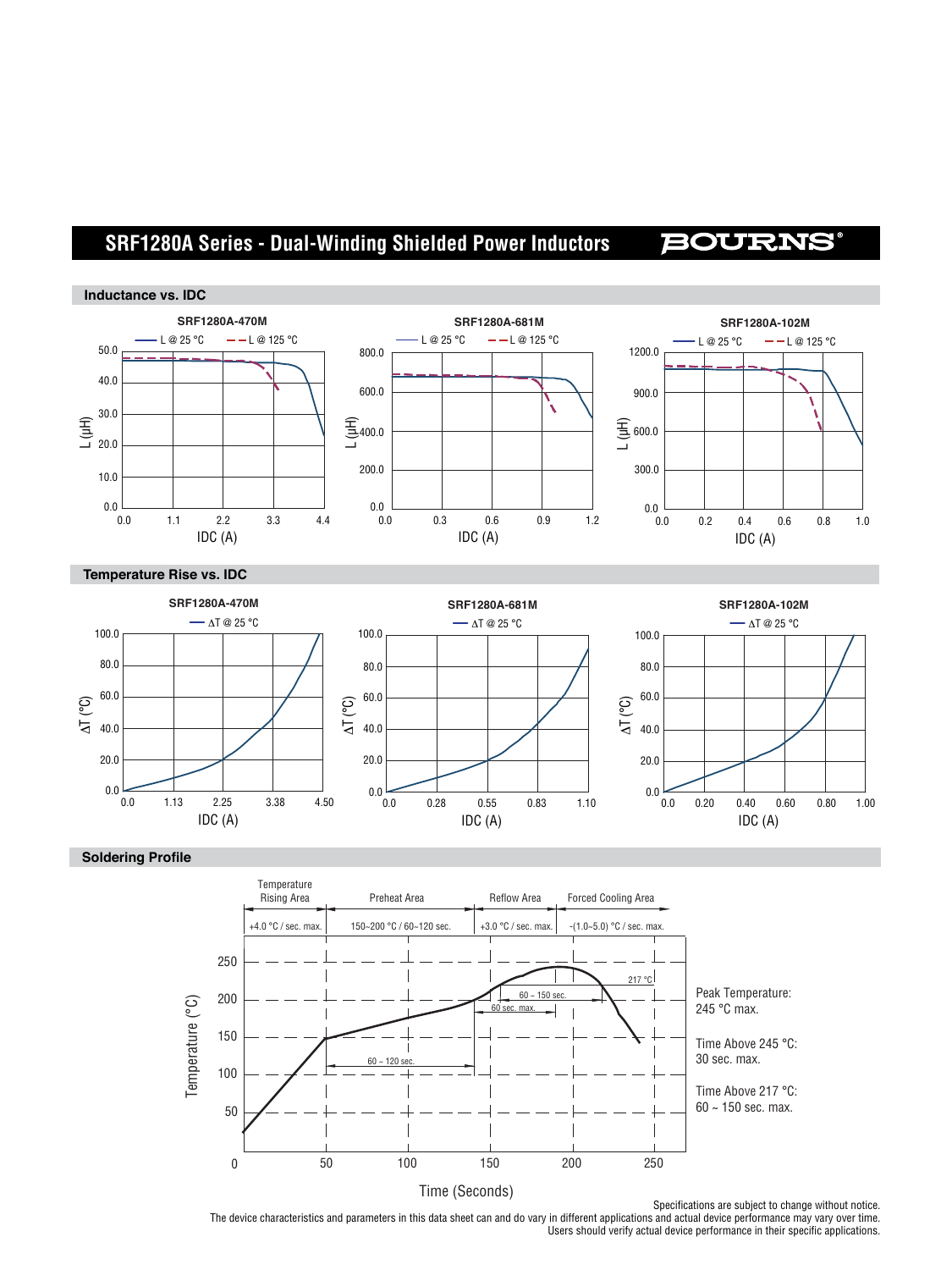## Inductance vs. IDC

**SRF1280A-470M**

L @ 25 °C — L @ 125 °C

L (µH) vs. IDC (A)

**SRF1280A-681M**

L @ 25 °C — L @ 125 °C

L (µH) vs. IDC (A)

**SRF1280A-102M**

L @ 25 °C — L @ 125 °C

L (µH) vs. IDC (A)

## Temperature Rise vs. IDC

**SRF1280A-470M**

ΔT @ 25 °C

ΔT (°C) vs. IDC (A)

**SRF1280A-681M**

ΔT @ 25 °C

ΔT (°C) vs. IDC (A)

**SRF1280A-102M**

ΔT @ 25 °C

ΔT (°C) vs. IDC (A)

## Soldering Profile

| Temperature Rising Area | Preheat Area | Reflow Area | Forced Cooling Area |
|---|---|---|---|
| +4.0 °C / sec. max. | 150~200 °C / 60~120 sec. | +3.0 °C / sec. max. | -(1.0~5.0) °C / sec. max. |

Temperature (°C) vs. Time (Seconds)

60 ~ 120 sec.

60 ~ 150 sec.

60 sec. max.

217 °C

Peak Temperature: 245 °C max.

Time Above 245 °C: 30 sec. max.

Time Above 217 °C: 60 ~ 150 sec. max.

Specifications are subject to change without notice.
The device characteristics and parameters in this data sheet can and do vary in different applications and actual device performance may vary over time.
Users should verify actual device performance in their specific applications.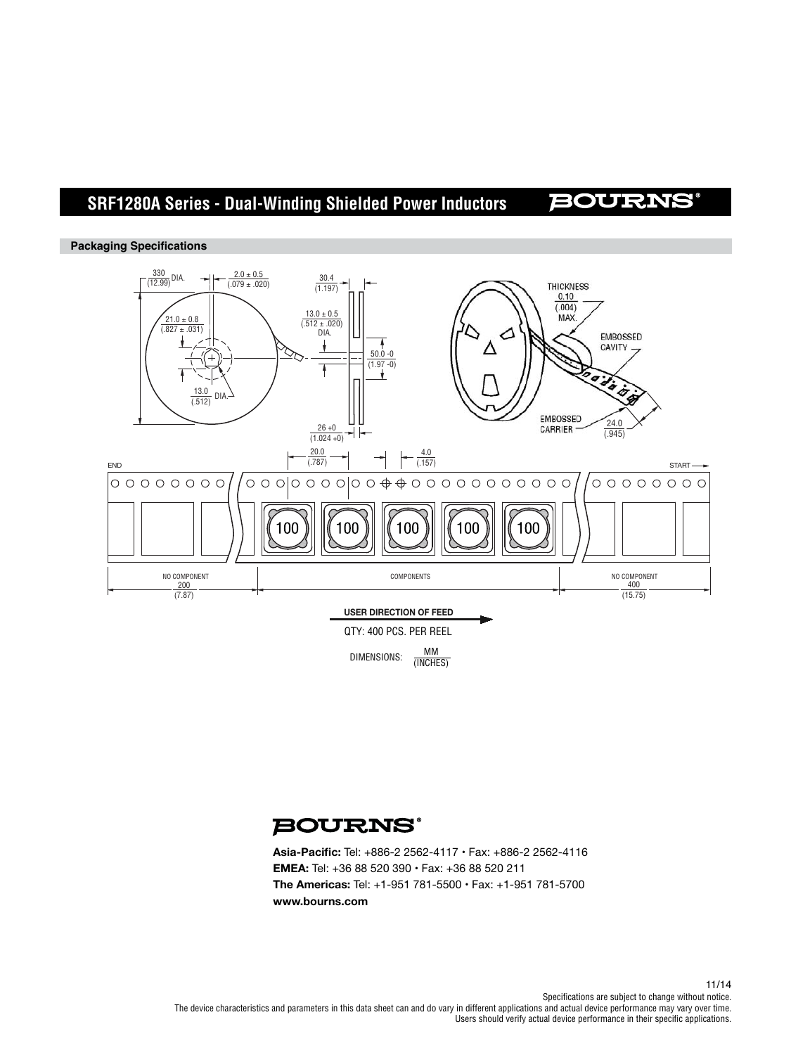## SRF1280A Series - Dual-Winding Shielded Power Inductors

### Packaging Specifications

330 (12.99) DIA.

2.0 ± 0.5 (.079 ± .020)

21.0 ± 0.8 (.827 ± .031)

13.0 (.512) DIA.

30.4 (1.197)

13.0 ± 0.5 (.512 ± .020) DIA.

50.0 -0 (1.97 -0)

26 +0 (1.024 +0)

THICKNESS 0.10 (.004) MAX.

EMBOSSED CAVITY

EMBOSSED CARRIER

24.0 (.945)

20.0 (.787)

4.0 (.157)

END

START

100

NO COMPONENT 200 (7.87)

COMPONENTS

NO COMPONENT 400 (15.75)

USER DIRECTION OF FEED

QTY: 400 PCS. PER REEL

DIMENSIONS: MM (INCHES)

**Asia-Pacific:** Tel: +886-2 2562-4117 • Fax: +886-2 2562-4116
**EMEA:** Tel: +36 88 520 390 • Fax: +36 88 520 211
**The Americas:** Tel: +1-951 781-5500 • Fax: +1-951 781-5700
**www.bourns.com**

11/14

Specifications are subject to change without notice.
The device characteristics and parameters in this data sheet can and do vary in different applications and actual device performance may vary over time.
Users should verify actual device performance in their specific applications.